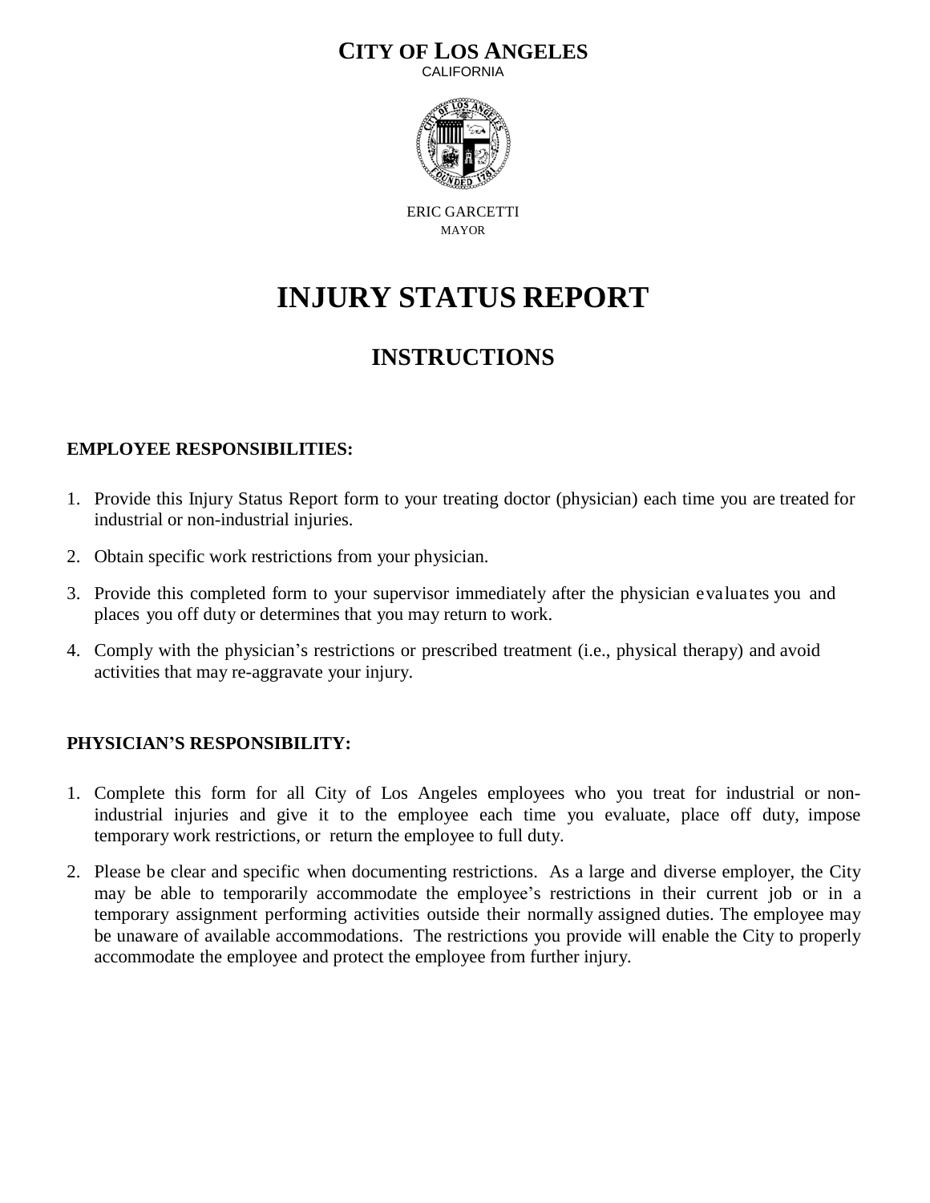**CITY OF LOS ANGELES**

CALIFORNIA

ERIC GARCETTI

MAYOR

# INJURY STATUS REPORT

## INSTRUCTIONS

**EMPLOYEE RESPONSIBILITIES:**

1. Provide this Injury Status Report form to your treating doctor (physician) each time you are treated for industrial or non-industrial injuries.
2. Obtain specific work restrictions from your physician.
3. Provide this completed form to your supervisor immediately after the physician evaluates you and places you off duty or determines that you may return to work.
4. Comply with the physician's restrictions or prescribed treatment (i.e., physical therapy) and avoid activities that may re-aggravate your injury.

**PHYSICIAN'S RESPONSIBILITY:**

1. Complete this form for all City of Los Angeles employees who you treat for industrial or non-industrial injuries and give it to the employee each time you evaluate, place off duty, impose temporary work restrictions, or return the employee to full duty.
2. Please be clear and specific when documenting restrictions. As a large and diverse employer, the City may be able to temporarily accommodate the employee's restrictions in their current job or in a temporary assignment performing activities outside their normally assigned duties. The employee may be unaware of available accommodations. The restrictions you provide will enable the City to properly accommodate the employee and protect the employee from further injury.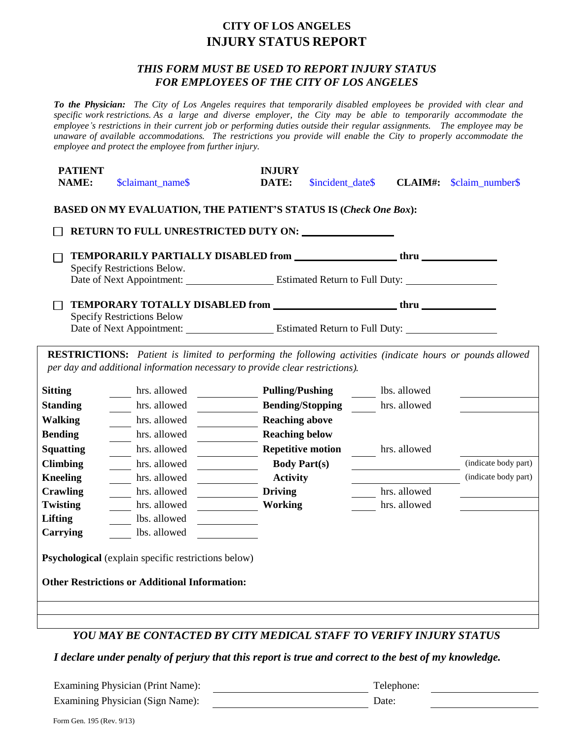# CITY OF LOS ANGELES
# INJURY STATUS REPORT

### *THIS FORM MUST BE USED TO REPORT INJURY STATUS FOR EMPLOYEES OF THE CITY OF LOS ANGELES*

***To the Physician:*** *The City of Los Angeles requires that temporarily disabled employees be provided with clear and specific work restrictions. As a large and diverse employer, the City may be able to temporarily accommodate the employee's restrictions in their current job or performing duties outside their regular assignments. The employee may be unaware of available accommodations. The restrictions you provide will enable the City to properly accommodate the employee and protect the employee from further injury.*

**PATIENT NAME:** $claimant_name$ **INJURY DATE:** $incident_date$ **CLAIM#:** $claim_number$

**BASED ON MY EVALUATION, THE PATIENT'S STATUS IS (*Check One Box*):**

☐ **RETURN TO FULL UNRESTRICTED DUTY ON:** ________________

☐ **TEMPORARILY PARTIALLY DISABLED from** ________________ **thru** ______________
Specify Restrictions Below.
Date of Next Appointment: ________________ Estimated Return to Full Duty: ________________

☐ **TEMPORARY TOTALLY DISABLED from** ______________________ **thru** ______________
Specify Restrictions Below
Date of Next Appointment: ________________ Estimated Return to Full Duty: ________________

**RESTRICTIONS:** *Patient is limited to performing the following activities (indicate hours or pounds allowed per day and additional information necessary to provide clear restrictions).*

| | | | | | |
|---|---|---|---|---|---|
| **Sitting** | ____ hrs. allowed | __________ | **Pulling/Pushing** | ____ lbs. allowed | __________ |
| **Standing** | ____ hrs. allowed | __________ | **Bending/Stopping** | ____ hrs. allowed | __________ |
| **Walking** | ____ hrs. allowed | __________ | **Reaching above** | | |
| **Bending** | ____ hrs. allowed | __________ | **Reaching below** | | |
| **Squatting** | ____ hrs. allowed | __________ | **Repetitive motion** | ____ hrs. allowed | __________ |
| **Climbing** | ____ hrs. allowed | __________ | **Body Part(s)** | __________ | (indicate body part) |
| **Kneeling** | ____ hrs. allowed | __________ | **Activity** | __________ | (indicate body part) |
| **Crawling** | ____ hrs. allowed | __________ | **Driving** | ____ hrs. allowed | __________ |
| **Twisting** | ____ hrs. allowed | __________ | **Working** | ____ hrs. allowed | __________ |
| **Lifting** | ____ lbs. allowed | __________ | | | |
| **Carrying** | ____ lbs. allowed | __________ | | | |

**Psychological** (explain specific restrictions below)

**Other Restrictions or Additional Information:**

______________________________________________________________________

______________________________________________________________________

### *YOU MAY BE CONTACTED BY CITY MEDICAL STAFF TO VERIFY INJURY STATUS*

***I declare under penalty of perjury that this report is true and correct to the best of my knowledge.***

Examining Physician (Print Name): ______________________ Telephone: ______________

Examining Physician (Sign Name): ______________________ Date: ______________

Form Gen. 195 (Rev. 9/13)